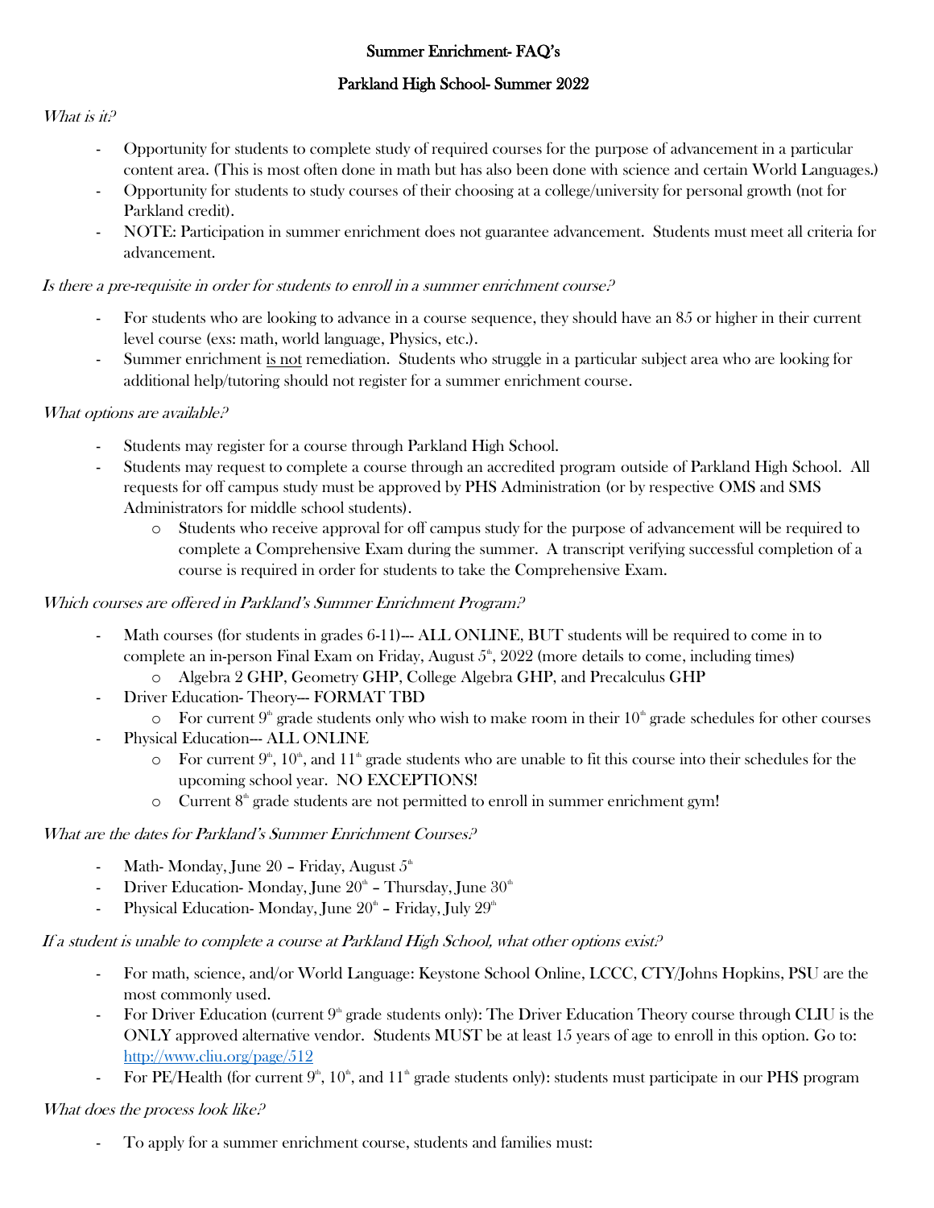## Summer Enrichment- FAQ's

## Parkland High School- Summer 2022

*What is it?*

- Opportunity for students to complete study of required courses for the purpose of advancement in a particular content area. (This is most often done in math but has also been done with science and certain World Languages.)
- Opportunity for students to study courses of their choosing at a college/university for personal growth (not for Parkland credit).
- NOTE: Participation in summer enrichment does not guarantee advancement. Students must meet all criteria for advancement.

*Is there a pre-requisite in order for students to enroll in a summer enrichment course?*

- For students who are looking to advance in a course sequence, they should have an 85 or higher in their current level course (exs: math, world language, Physics, etc.).
- Summer enrichment is not remediation. Students who struggle in a particular subject area who are looking for additional help/tutoring should not register for a summer enrichment course.

*What options are available?*

- Students may register for a course through Parkland High School.
- Students may request to complete a course through an accredited program outside of Parkland High School. All requests for off campus study must be approved by PHS Administration (or by respective OMS and SMS Administrators for middle school students).
  - Students who receive approval for off campus study for the purpose of advancement will be required to complete a Comprehensive Exam during the summer. A transcript verifying successful completion of a course is required in order for students to take the Comprehensive Exam.

*Which courses are offered in Parkland's Summer Enrichment Program?*

- Math courses (for students in grades 6-11)--- ALL ONLINE, BUT students will be required to come in to complete an in-person Final Exam on Friday, August 5th, 2022 (more details to come, including times)
  - Algebra 2 GHP, Geometry GHP, College Algebra GHP, and Precalculus GHP
- Driver Education- Theory--- FORMAT TBD
  - For current 9th grade students only who wish to make room in their 10th grade schedules for other courses
- Physical Education--- ALL ONLINE
  - For current 9th, 10th, and 11th grade students who are unable to fit this course into their schedules for the upcoming school year. NO EXCEPTIONS!
  - Current 8th grade students are not permitted to enroll in summer enrichment gym!

*What are the dates for Parkland's Summer Enrichment Courses?*

- Math- Monday, June 20 – Friday, August 5th
- Driver Education- Monday, June 20th – Thursday, June 30th
- Physical Education- Monday, June 20th – Friday, July 29th

*If a student is unable to complete a course at Parkland High School, what other options exist?*

- For math, science, and/or World Language: Keystone School Online, LCCC, CTY/Johns Hopkins, PSU are the most commonly used.
- For Driver Education (current 9th grade students only): The Driver Education Theory course through CLIU is the ONLY approved alternative vendor. Students MUST be at least 15 years of age to enroll in this option. Go to: http://www.cliu.org/page/512
- For PE/Health (for current 9th, 10th, and 11th grade students only): students must participate in our PHS program

*What does the process look like?*

- To apply for a summer enrichment course, students and families must: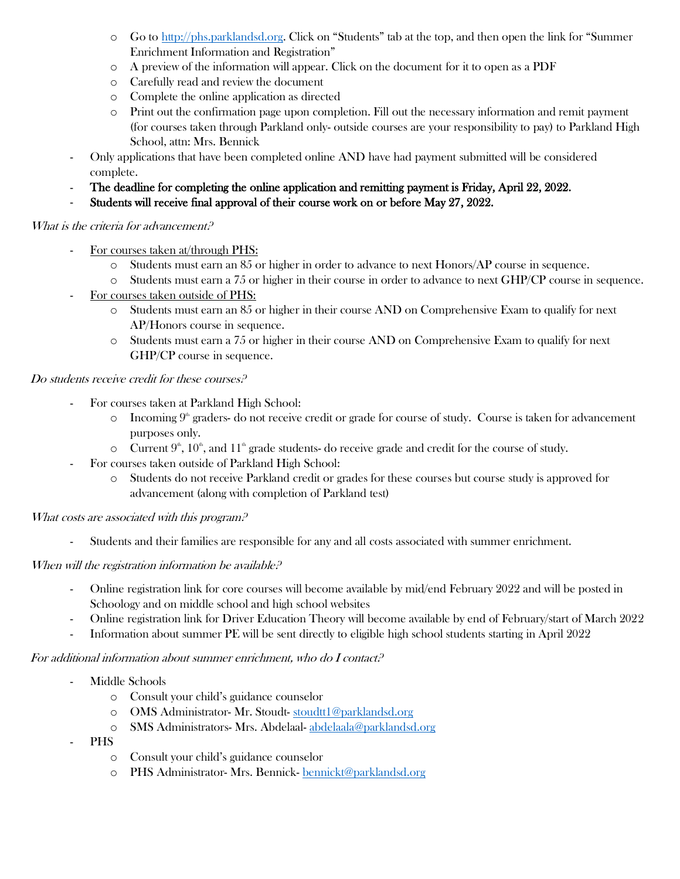- Go to [http://phs.parklandsd.org](http://phs.parklandsd.org). Click on "Students" tab at the top, and then open the link for "Summer Enrichment Information and Registration"
  - A preview of the information will appear. Click on the document for it to open as a PDF
  - Carefully read and review the document
  - Complete the online application as directed
  - Print out the confirmation page upon completion. Fill out the necessary information and remit payment (for courses taken through Parkland only- outside courses are your responsibility to pay) to Parkland High School, attn: Mrs. Bennick
- Only applications that have been completed online AND have had payment submitted will be considered complete.
- **The deadline for completing the online application and remitting payment is Friday, April 22, 2022.**
- **Students will receive final approval of their course work on or before May 27, 2022.**

*What is the criteria for advancement?*

- For courses taken at/through PHS:
  - Students must earn an 85 or higher in order to advance to next Honors/AP course in sequence.
  - Students must earn a 75 or higher in their course in order to advance to next GHP/CP course in sequence.
- For courses taken outside of PHS:
  - Students must earn an 85 or higher in their course AND on Comprehensive Exam to qualify for next AP/Honors course in sequence.
  - Students must earn a 75 or higher in their course AND on Comprehensive Exam to qualify for next GHP/CP course in sequence.

*Do students receive credit for these courses?*

- For courses taken at Parkland High School:
  - Incoming 9th graders- do not receive credit or grade for course of study. Course is taken for advancement purposes only.
  - Current 9th, 10th, and 11th grade students- do receive grade and credit for the course of study.
- For courses taken outside of Parkland High School:
  - Students do not receive Parkland credit or grades for these courses but course study is approved for advancement (along with completion of Parkland test)

*What costs are associated with this program?*

- Students and their families are responsible for any and all costs associated with summer enrichment.

*When will the registration information be available?*

- Online registration link for core courses will become available by mid/end February 2022 and will be posted in Schoology and on middle school and high school websites
- Online registration link for Driver Education Theory will become available by end of February/start of March 2022
- Information about summer PE will be sent directly to eligible high school students starting in April 2022

*For additional information about summer enrichment, who do I contact?*

- Middle Schools
  - Consult your child's guidance counselor
  - OMS Administrator- Mr. Stoudt- [stoudtt1@parklandsd.org](mailto:stoudtt1@parklandsd.org)
  - SMS Administrators- Mrs. Abdelaal- [abdelaala@parklandsd.org](mailto:abdelaala@parklandsd.org)
- PHS
  - Consult your child's guidance counselor
  - PHS Administrator- Mrs. Bennick- [bennickt@parklandsd.org](mailto:bennickt@parklandsd.org)